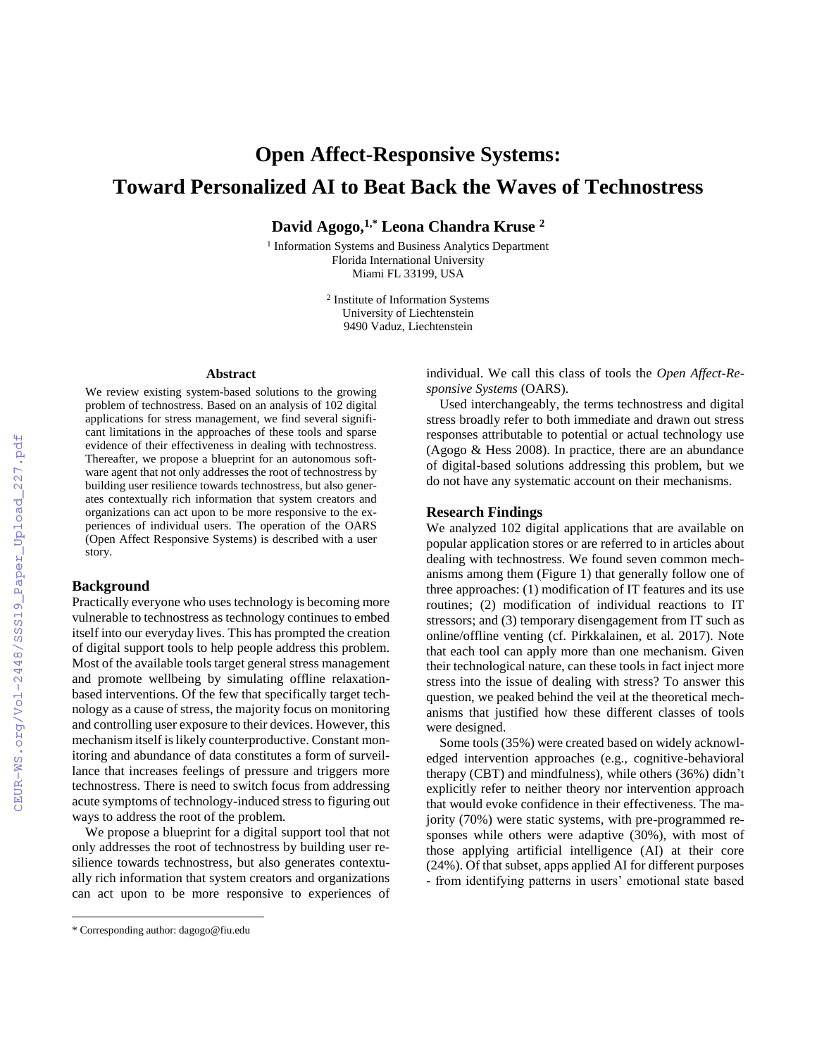# Open Affect-Responsive Systems: Toward Personalized AI to Beat Back the Waves of Technostress

**David Agogo,[1,*] Leona Chandra Kruse [2]**

[1] Information Systems and Business Analytics Department
Florida International University
Miami FL 33199, USA

[2] Institute of Information Systems
University of Liechtenstein
9490 Vaduz, Liechtenstein

### Abstract

We review existing system-based solutions to the growing problem of technostress. Based on an analysis of 102 digital applications for stress management, we find several significant limitations in the approaches of these tools and sparse evidence of their effectiveness in dealing with technostress. Thereafter, we propose a blueprint for an autonomous software agent that not only addresses the root of technostress by building user resilience towards technostress, but also generates contextually rich information that system creators and organizations can act upon to be more responsive to the experiences of individual users. The operation of the OARS (Open Affect Responsive Systems) is described with a user story.

## Background

Practically everyone who uses technology is becoming more vulnerable to technostress as technology continues to embed itself into our everyday lives. This has prompted the creation of digital support tools to help people address this problem. Most of the available tools target general stress management and promote wellbeing by simulating offline relaxation-based interventions. Of the few that specifically target technology as a cause of stress, the majority focus on monitoring and controlling user exposure to their devices. However, this mechanism itself is likely counterproductive. Constant monitoring and abundance of data constitutes a form of surveillance that increases feelings of pressure and triggers more technostress. There is need to switch focus from addressing acute symptoms of technology-induced stress to figuring out ways to address the root of the problem.

We propose a blueprint for a digital support tool that not only addresses the root of technostress by building user resilience towards technostress, but also generates contextually rich information that system creators and organizations can act upon to be more responsive to experiences of individual. We call this class of tools the *Open Affect-Responsive Systems* (OARS).

Used interchangeably, the terms technostress and digital stress broadly refer to both immediate and drawn out stress responses attributable to potential or actual technology use (Agogo & Hess 2008). In practice, there are an abundance of digital-based solutions addressing this problem, but we do not have any systematic account on their mechanisms.

## Research Findings

We analyzed 102 digital applications that are available on popular application stores or are referred to in articles about dealing with technostress. We found seven common mechanisms among them (Figure 1) that generally follow one of three approaches: (1) modification of IT features and its use routines; (2) modification of individual reactions to IT stressors; and (3) temporary disengagement from IT such as online/offline venting (cf. Pirkkalainen, et al. 2017). Note that each tool can apply more than one mechanism. Given their technological nature, can these tools in fact inject more stress into the issue of dealing with stress? To answer this question, we peaked behind the veil at the theoretical mechanisms that justified how these different classes of tools were designed.

Some tools (35%) were created based on widely acknowledged intervention approaches (e.g., cognitive-behavioral therapy (CBT) and mindfulness), while others (36%) didn't explicitly refer to neither theory nor intervention approach that would evoke confidence in their effectiveness. The majority (70%) were static systems, with pre-programmed responses while others were adaptive (30%), with most of those applying artificial intelligence (AI) at their core (24%). Of that subset, apps applied AI for different purposes - from identifying patterns in users' emotional state based

* Corresponding author: dagogo@fiu.edu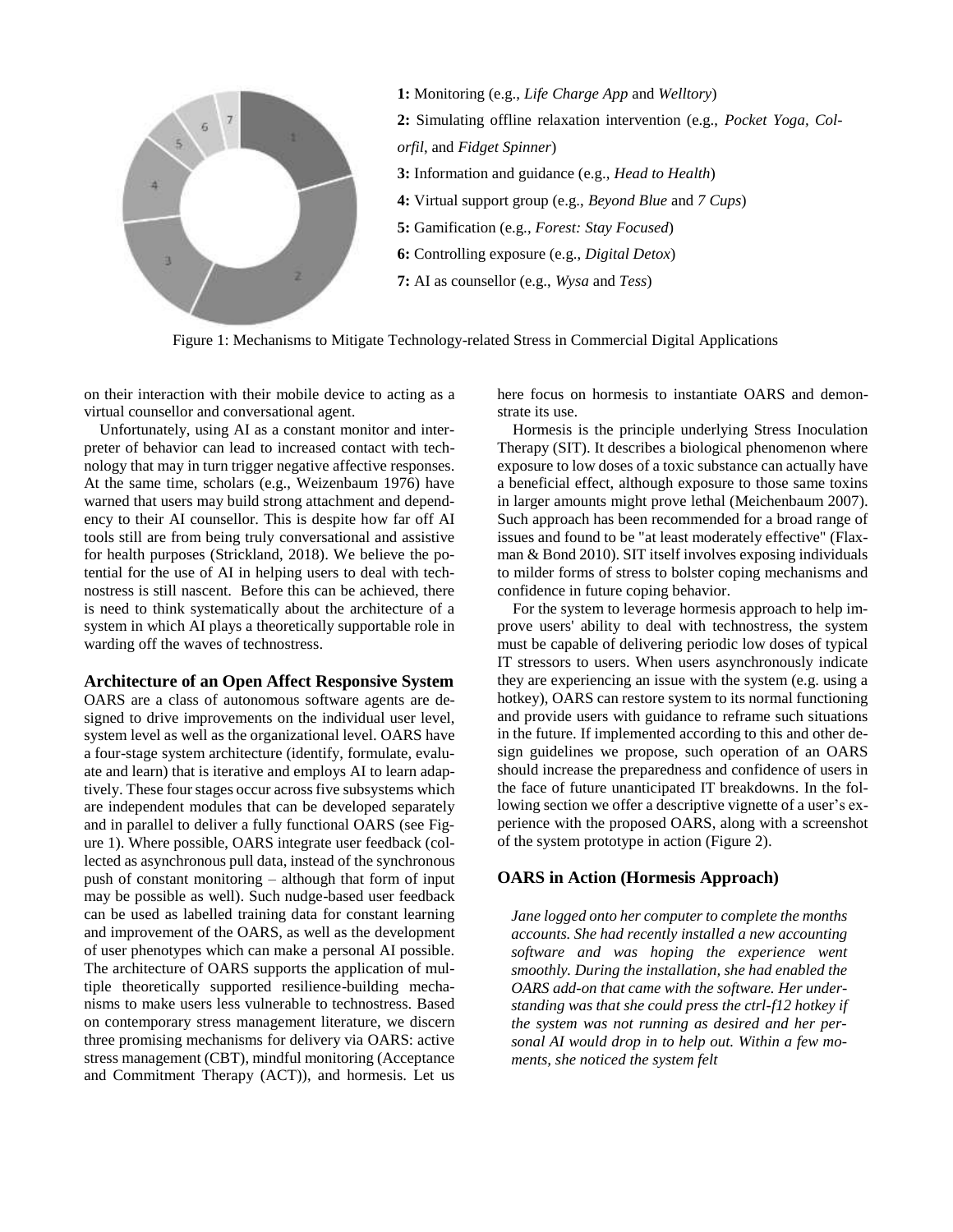1: Monitoring (e.g., *Life Charge App* and *Welltory*)

2: Simulating offline relaxation intervention (e.g., *Pocket Yoga*, *Colorfil*, and *Fidget Spinner*)

3: Information and guidance (e.g., *Head to Health*)

4: Virtual support group (e.g., *Beyond Blue* and *7 Cups*)

5: Gamification (e.g., *Forest: Stay Focused*)

6: Controlling exposure (e.g., *Digital Detox*)

7: AI as counsellor (e.g., *Wysa* and *Tess*)

Figure 1: Mechanisms to Mitigate Technology-related Stress in Commercial Digital Applications

on their interaction with their mobile device to acting as a virtual counsellor and conversational agent.

Unfortunately, using AI as a constant monitor and interpreter of behavior can lead to increased contact with technology that may in turn trigger negative affective responses. At the same time, scholars (e.g., Weizenbaum 1976) have warned that users may build strong attachment and dependency to their AI counsellor. This is despite how far off AI tools still are from being truly conversational and assistive for health purposes (Strickland, 2018). We believe the potential for the use of AI in helping users to deal with technostress is still nascent. Before this can be achieved, there is need to think systematically about the architecture of a system in which AI plays a theoretically supportable role in warding off the waves of technostress.

### Architecture of an Open Affect Responsive System

OARS are a class of autonomous software agents are designed to drive improvements on the individual user level, system level as well as the organizational level. OARS have a four-stage system architecture (identify, formulate, evaluate and learn) that is iterative and employs AI to learn adaptively. These four stages occur across five subsystems which are independent modules that can be developed separately and in parallel to deliver a fully functional OARS (see Figure 1). Where possible, OARS integrate user feedback (collected as asynchronous pull data, instead of the synchronous push of constant monitoring – although that form of input may be possible as well). Such nudge-based user feedback can be used as labelled training data for constant learning and improvement of the OARS, as well as the development of user phenotypes which can make a personal AI possible. The architecture of OARS supports the application of multiple theoretically supported resilience-building mechanisms to make users less vulnerable to technostress. Based on contemporary stress management literature, we discern three promising mechanisms for delivery via OARS: active stress management (CBT), mindful monitoring (Acceptance and Commitment Therapy (ACT)), and hormesis. Let us here focus on hormesis to instantiate OARS and demonstrate its use.

Hormesis is the principle underlying Stress Inoculation Therapy (SIT). It describes a biological phenomenon where exposure to low doses of a toxic substance can actually have a beneficial effect, although exposure to those same toxins in larger amounts might prove lethal (Meichenbaum 2007). Such approach has been recommended for a broad range of issues and found to be "at least moderately effective" (Flaxman & Bond 2010). SIT itself involves exposing individuals to milder forms of stress to bolster coping mechanisms and confidence in future coping behavior.

For the system to leverage hormesis approach to help improve users' ability to deal with technostress, the system must be capable of delivering periodic low doses of typical IT stressors to users. When users asynchronously indicate they are experiencing an issue with the system (e.g. using a hotkey), OARS can restore system to its normal functioning and provide users with guidance to reframe such situations in the future. If implemented according to this and other design guidelines we propose, such operation of an OARS should increase the preparedness and confidence of users in the face of future unanticipated IT breakdowns. In the following section we offer a descriptive vignette of a user's experience with the proposed OARS, along with a screenshot of the system prototype in action (Figure 2).

### OARS in Action (Hormesis Approach)

*Jane logged onto her computer to complete the months accounts. She had recently installed a new accounting software and was hoping the experience went smoothly. During the installation, she had enabled the OARS add-on that came with the software. Her understanding was that she could press the ctrl-f12 hotkey if the system was not running as desired and her personal AI would drop in to help out. Within a few moments, she noticed the system felt*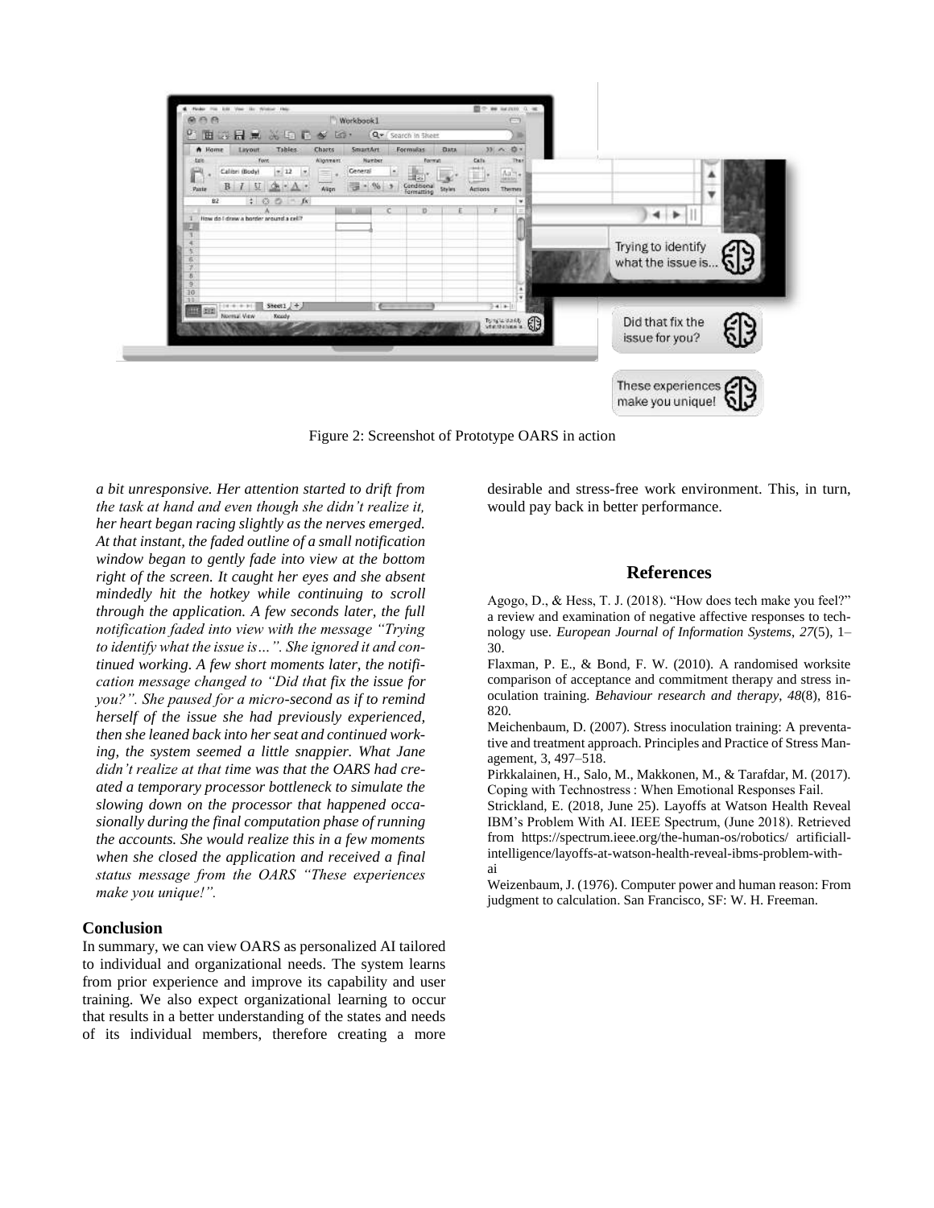Figure 2: Screenshot of Prototype OARS in action

*a bit unresponsive. Her attention started to drift from the task at hand and even though she didn't realize it, her heart began racing slightly as the nerves emerged. At that instant, the faded outline of a small notification window began to gently fade into view at the bottom right of the screen. It caught her eyes and she absent mindedly hit the hotkey while continuing to scroll through the application. A few seconds later, the full notification faded into view with the message "Trying to identify what the issue is…". She ignored it and continued working. A few short moments later, the notification message changed to "Did that fix the issue for you?". She paused for a micro-second as if to remind herself of the issue she had previously experienced, then she leaned back into her seat and continued working, the system seemed a little snappier. What Jane didn't realize at that time was that the OARS had created a temporary processor bottleneck to simulate the slowing down on the processor that happened occasionally during the final computation phase of running the accounts. She would realize this in a few moments when she closed the application and received a final status message from the OARS "These experiences make you unique!".*

### Conclusion

In summary, we can view OARS as personalized AI tailored to individual and organizational needs. The system learns from prior experience and improve its capability and user training. We also expect organizational learning to occur that results in a better understanding of the states and needs of its individual members, therefore creating a more desirable and stress-free work environment. This, in turn, would pay back in better performance.

## References

Agogo, D., & Hess, T. J. (2018). "How does tech make you feel?" a review and examination of negative affective responses to technology use. *European Journal of Information Systems*, *27*(5), 1–30.

Flaxman, P. E., & Bond, F. W. (2010). A randomised worksite comparison of acceptance and commitment therapy and stress inoculation training. *Behaviour research and therapy*, *48*(8), 816-820.

Meichenbaum, D. (2007). Stress inoculation training: A preventative and treatment approach. Principles and Practice of Stress Management, 3, 497–518.

Pirkkalainen, H., Salo, M., Makkonen, M., & Tarafdar, M. (2017). Coping with Technostress : When Emotional Responses Fail.

Strickland, E. (2018, June 25). Layoffs at Watson Health Reveal IBM's Problem With AI. IEEE Spectrum, (June 2018). Retrieved from https://spectrum.ieee.org/the-human-os/robotics/ artificiall-intelligence/layoffs-at-watson-health-reveal-ibms-problem-with-ai

Weizenbaum, J. (1976). Computer power and human reason: From judgment to calculation. San Francisco, SF: W. H. Freeman.